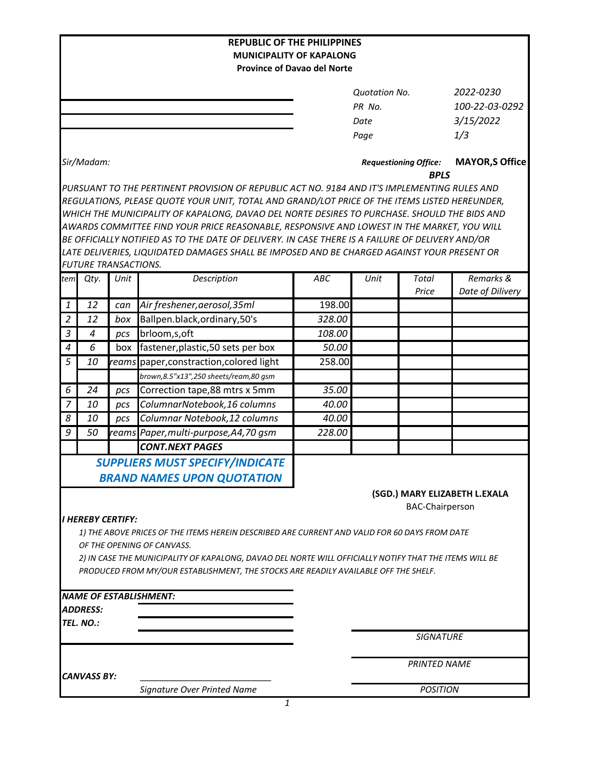**REPUBLIC OF THE PHILIPPINES**
**MUNICIPALITY OF KAPALONG**
**Province of Davao del Norte**

| | |
|---|---|
| *Quotation No.* | *2022-0230* |
| *PR No.* | *100-22-03-0292* |
| *Date* | *3/15/2022* |
| *Page* | *1/3* |

*Sir/Madam:*

***Requestioning Office:*** **MAYOR,S Office**
***BPLS***

*PURSUANT TO THE PERTINENT PROVISION OF REPUBLIC ACT NO. 9184 AND IT'S IMPLEMENTING RULES AND REGULATIONS, PLEASE QUOTE YOUR UNIT, TOTAL AND GRAND/LOT PRICE OF THE ITEMS LISTED HEREUNDER, WHICH THE MUNICIPALITY OF KAPALONG, DAVAO DEL NORTE DESIRES TO PURCHASE. SHOULD THE BIDS AND AWARDS COMMITTEE FIND YOUR PRICE REASONABLE, RESPONSIVE AND LOWEST IN THE MARKET, YOU WILL BE OFFICIALLY NOTIFIED AS TO THE DATE OF DELIVERY. IN CASE THERE IS A FAILURE OF DELIVERY AND/OR LATE DELIVERIES, LIQUIDATED DAMAGES SHALL BE IMPOSED AND BE CHARGED AGAINST YOUR PRESENT OR FUTURE TRANSACTIONS.*

| *tem* | *Qty.* | *Unit* | *Description* | *ABC* | *Unit* | *Total Price* | *Remarks & Date of Dilivery* |
|---|---|---|---|---|---|---|---|
| 1 | 12 | can | Air freshener,aerosol,35ml | 198.00 | | | |
| 2 | 12 | box | Ballpen.black,ordinary,50's | 328.00 | | | |
| 3 | 4 | pcs | brloom,s,oft | 108.00 | | | |
| 4 | 6 | box | fastener,plastic,50 sets per box | 50.00 | | | |
| 5 | 10 | reams | paper,constraction,colored light | 258.00 | | | |
| | | | brown,8.5"x13",250 sheets/ream,80 gsm | | | | |
| 6 | 24 | pcs | Correction tape,88 mtrs x 5mm | 35.00 | | | |
| 7 | 10 | pcs | ColumnarNotebook,16 columns | 40.00 | | | |
| 8 | 10 | pcs | Columnar Notebook,12 columns | 40.00 | | | |
| 9 | 50 | reams | Paper,multi-purpose,A4,70 gsm | 228.00 | | | |
| | | | **CONT.NEXT PAGES** | | | | |

***SUPPLIERS MUST SPECIFY/INDICATE BRAND NAMES UPON QUOTATION***

**(SGD.) MARY ELIZABETH L.EXALA**
BAC-Chairperson

***I HEREBY CERTIFY:***

*1) THE ABOVE PRICES OF THE ITEMS HEREIN DESCRIBED ARE CURRENT AND VALID FOR 60 DAYS FROM DATE OF THE OPENING OF CANVASS.*

*2) IN CASE THE MUNICIPALITY OF KAPALONG, DAVAO DEL NORTE WILL OFFICIALLY NOTIFY THAT THE ITEMS WILL BE PRODUCED FROM MY/OUR ESTABLISHMENT, THE STOCKS ARE READILY AVAILABLE OFF THE SHELF.*

***NAME OF ESTABLISHMENT:***
***ADDRESS:***
***TEL. NO.:***

*SIGNATURE*

*PRINTED NAME*

***CANVASS BY:*** ____________________________
*Signature Over Printed Name*

*POSITION*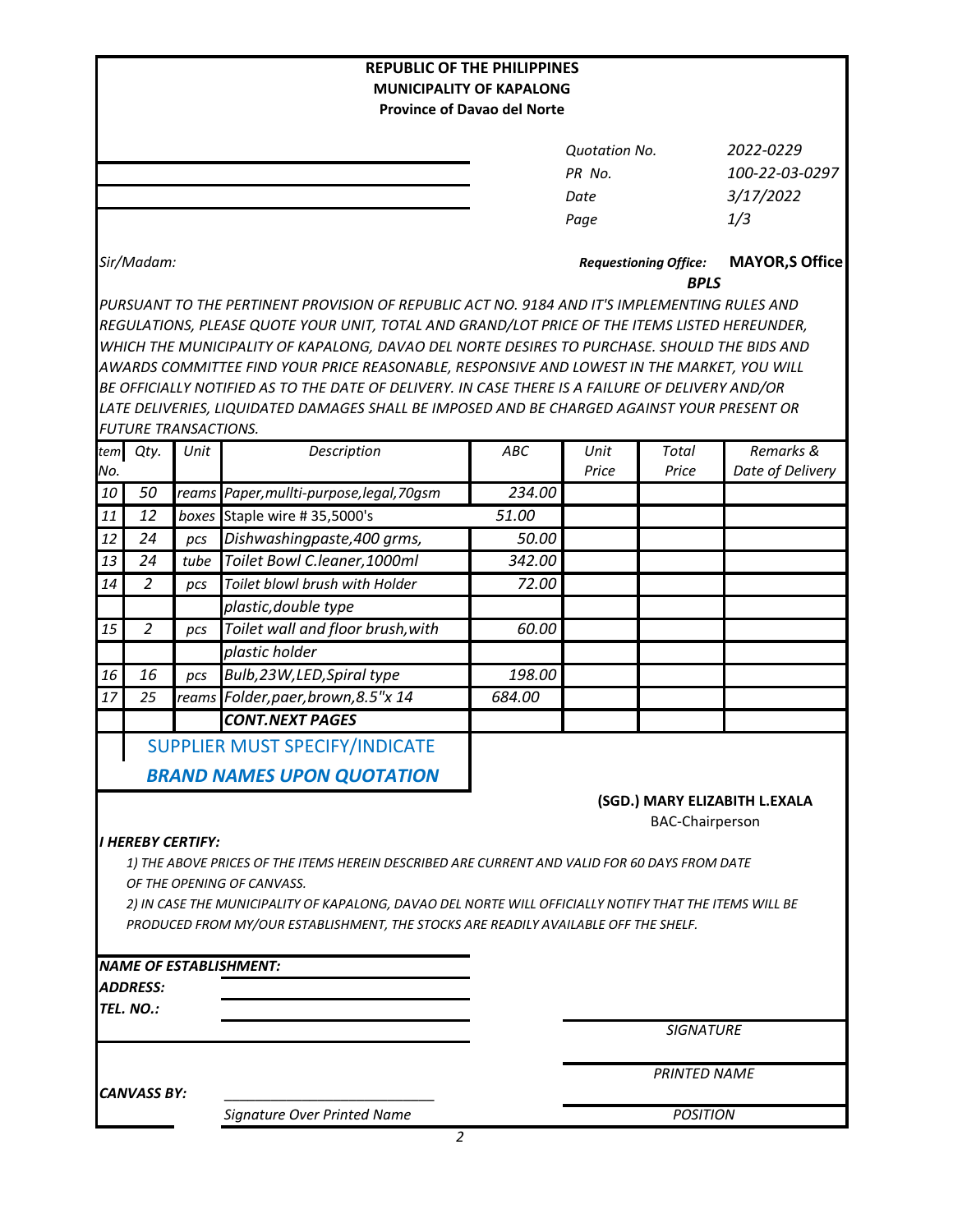**REPUBLIC OF THE PHILIPPINES**
**MUNICIPALITY OF KAPALONG**
**Province of Davao del Norte**

| | |
|---|---|
| *Quotation No.* | *2022-0229* |
| *PR No.* | *100-22-03-0297* |
| *Date* | *3/17/2022* |
| *Page* | *1/3* |

*Sir/Madam:*

***Requestioning Office:*** **MAYOR,S Office**
***BPLS***

*PURSUANT TO THE PERTINENT PROVISION OF REPUBLIC ACT NO. 9184 AND IT'S IMPLEMENTING RULES AND REGULATIONS, PLEASE QUOTE YOUR UNIT, TOTAL AND GRAND/LOT PRICE OF THE ITEMS LISTED HEREUNDER, WHICH THE MUNICIPALITY OF KAPALONG, DAVAO DEL NORTE DESIRES TO PURCHASE. SHOULD THE BIDS AND AWARDS COMMITTEE FIND YOUR PRICE REASONABLE, RESPONSIVE AND LOWEST IN THE MARKET, YOU WILL BE OFFICIALLY NOTIFIED AS TO THE DATE OF DELIVERY. IN CASE THERE IS A FAILURE OF DELIVERY AND/OR LATE DELIVERIES, LIQUIDATED DAMAGES SHALL BE IMPOSED AND BE CHARGED AGAINST YOUR PRESENT OR FUTURE TRANSACTIONS.*

| *tem No.* | *Qty.* | *Unit* | *Description* | *ABC* | *Unit Price* | *Total Price* | *Remarks & Date of Delivery* |
|---|---|---|---|---|---|---|---|
| *10* | *50* | *reams* | *Paper,mullti-purpose,legal,70gsm* | *234.00* | | | |
| *11* | *12* | *boxes* | Staple wire # 35,5000's | *51.00* | | | |
| *12* | *24* | *pcs* | *Dishwashingpaste,400 grms,* | *50.00* | | | |
| *13* | *24* | *tube* | *Toilet Bowl C.leaner,1000ml* | *342.00* | | | |
| *14* | *2* | *pcs* | *Toilet blowl brush with Holder* | *72.00* | | | |
| | | | *plastic,double type* | | | | |
| *15* | *2* | *pcs* | *Toilet wall and floor brush,with* | *60.00* | | | |
| | | | *plastic holder* | | | | |
| *16* | *16* | *pcs* | *Bulb,23W,LED,Spiral type* | *198.00* | | | |
| *17* | *25* | *reams* | *Folder,paer,brown,8.5"x 14* | *684.00* | | | |
| | | | ***CONT.NEXT PAGES*** | | | | |

SUPPLIER MUST SPECIFY/INDICATE
***BRAND NAMES UPON QUOTATION***

**(SGD.) MARY ELIZABITH L.EXALA**
BAC-Chairperson

***I HEREBY CERTIFY:***

*1) THE ABOVE PRICES OF THE ITEMS HEREIN DESCRIBED ARE CURRENT AND VALID FOR 60 DAYS FROM DATE OF THE OPENING OF CANVASS.*

*2) IN CASE THE MUNICIPALITY OF KAPALONG, DAVAO DEL NORTE WILL OFFICIALLY NOTIFY THAT THE ITEMS WILL BE PRODUCED FROM MY/OUR ESTABLISHMENT, THE STOCKS ARE READILY AVAILABLE OFF THE SHELF.*

***NAME OF ESTABLISHMENT:***
***ADDRESS:***
***TEL. NO.:***

*SIGNATURE*

*PRINTED NAME*

***CANVASS BY:*** ___________________________
*Signature Over Printed Name*

*POSITION*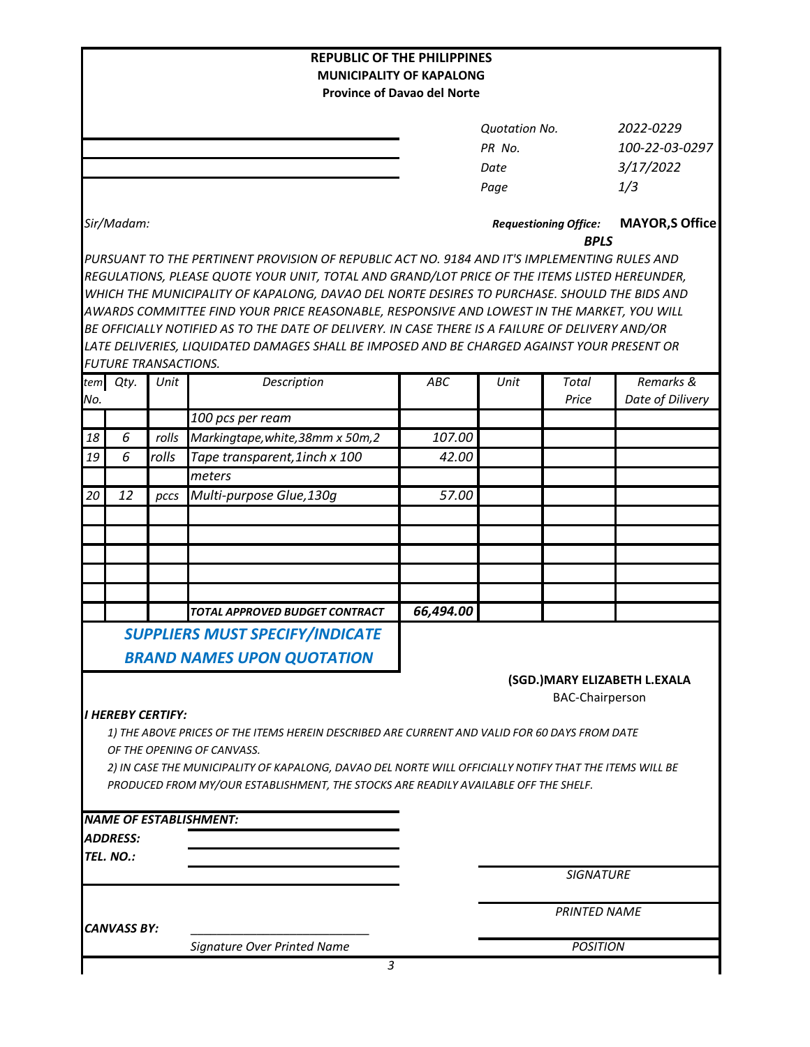**REPUBLIC OF THE PHILIPPINES**
**MUNICIPALITY OF KAPALONG**
**Province of Davao del Norte**

| | |
|---|---|
| *Quotation No.* | *2022-0229* |
| *PR No.* | *100-22-03-0297* |
| *Date* | *3/17/2022* |
| *Page* | *1/3* |

*Sir/Madam:*

***Requestioning Office:*** **MAYOR,S Office**
***BPLS***

*PURSUANT TO THE PERTINENT PROVISION OF REPUBLIC ACT NO. 9184 AND IT'S IMPLEMENTING RULES AND REGULATIONS, PLEASE QUOTE YOUR UNIT, TOTAL AND GRAND/LOT PRICE OF THE ITEMS LISTED HEREUNDER, WHICH THE MUNICIPALITY OF KAPALONG, DAVAO DEL NORTE DESIRES TO PURCHASE. SHOULD THE BIDS AND AWARDS COMMITTEE FIND YOUR PRICE REASONABLE, RESPONSIVE AND LOWEST IN THE MARKET, YOU WILL BE OFFICIALLY NOTIFIED AS TO THE DATE OF DELIVERY. IN CASE THERE IS A FAILURE OF DELIVERY AND/OR LATE DELIVERIES, LIQUIDATED DAMAGES SHALL BE IMPOSED AND BE CHARGED AGAINST YOUR PRESENT OR FUTURE TRANSACTIONS.*

| *tem No.* | *Qty.* | *Unit* | *Description* | *ABC* | *Unit* | *Total Price* | *Remarks & Date of Dilivery* |
|---|---|---|---|---|---|---|---|
| | | | *100 pcs per ream* | | | | |
| *18* | *6* | *rolls* | *Markingtape,white,38mm x 50m,2* | *107.00* | | | |
| *19* | *6* | *rolls* | *Tape transparent,1inch x 100 meters* | *42.00* | | | |
| *20* | *12* | *pccs* | *Multi-purpose Glue,130g* | *57.00* | | | |
| | | | ***TOTAL APPROVED BUDGET CONTRACT*** | ***66,494.00*** | | | |

***SUPPLIERS MUST SPECIFY/INDICATE BRAND NAMES UPON QUOTATION***

**(SGD.)MARY ELIZABETH L.EXALA**
BAC-Chairperson

***I HEREBY CERTIFY:***

*1) THE ABOVE PRICES OF THE ITEMS HEREIN DESCRIBED ARE CURRENT AND VALID FOR 60 DAYS FROM DATE OF THE OPENING OF CANVASS.*

*2) IN CASE THE MUNICIPALITY OF KAPALONG, DAVAO DEL NORTE WILL OFFICIALLY NOTIFY THAT THE ITEMS WILL BE PRODUCED FROM MY/OUR ESTABLISHMENT, THE STOCKS ARE READILY AVAILABLE OFF THE SHELF.*

***NAME OF ESTABLISHMENT:*** ____________________

***ADDRESS:*** ____________________

***TEL. NO.:*** ____________________

____________________
*SIGNATURE*

____________________
*PRINTED NAME*

***CANVASS BY:*** ____________________
*Signature Over Printed Name*

____________________
*POSITION*